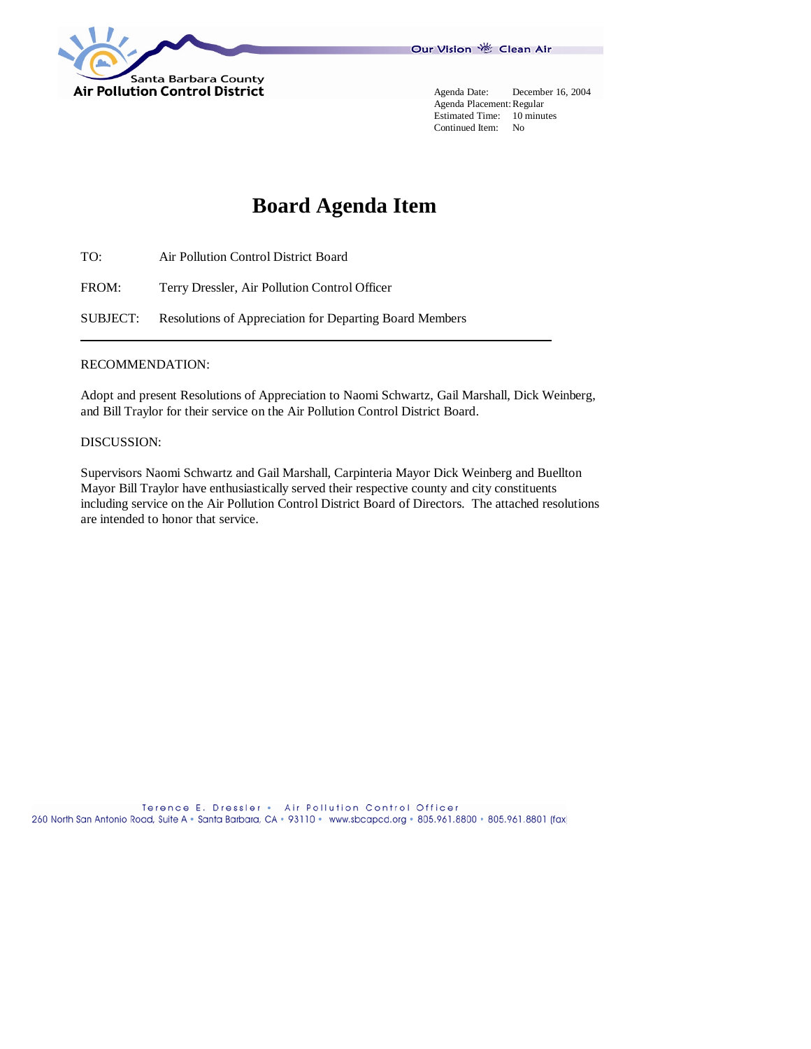Santa Barbara County
**Air Pollution Control District**

Our Vision Clean Air

Agenda Date: December 16, 2004
Agenda Placement: Regular
Estimated Time: 10 minutes
Continued Item: No

# Board Agenda Item

TO: Air Pollution Control District Board

FROM: Terry Dressler, Air Pollution Control Officer

SUBJECT: Resolutions of Appreciation for Departing Board Members

---

RECOMMENDATION:

Adopt and present Resolutions of Appreciation to Naomi Schwartz, Gail Marshall, Dick Weinberg, and Bill Traylor for their service on the Air Pollution Control District Board.

DISCUSSION:

Supervisors Naomi Schwartz and Gail Marshall, Carpinteria Mayor Dick Weinberg and Buellton Mayor Bill Traylor have enthusiastically served their respective county and city constituents including service on the Air Pollution Control District Board of Directors. The attached resolutions are intended to honor that service.

Terence E. Dressler • Air Pollution Control Officer
260 North San Antonio Road, Suite A • Santa Barbara, CA • 93110 • www.sbcapcd.org • 805.961.8800 • 805.961.8801 (fax)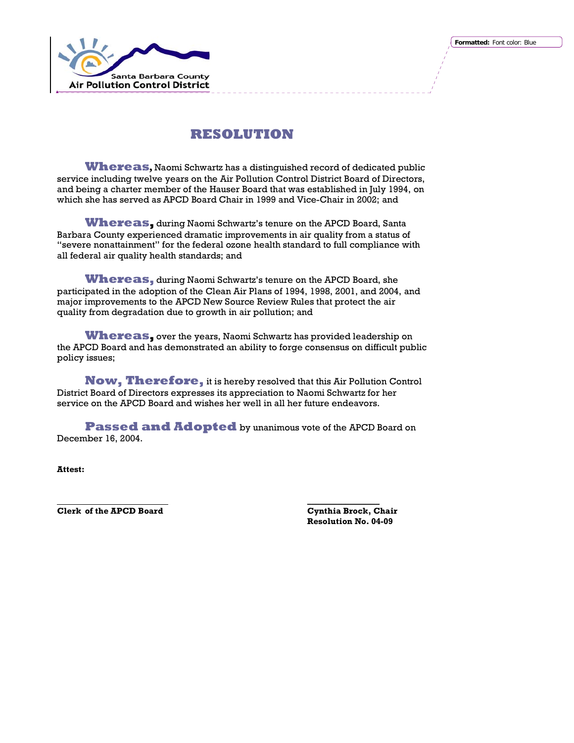Santa Barbara County
Air Pollution Control District

# RESOLUTION

**Whereas,** Naomi Schwartz has a distinguished record of dedicated public service including twelve years on the Air Pollution Control District Board of Directors, and being a charter member of the Hauser Board that was established in July 1994, on which she has served as APCD Board Chair in 1999 and Vice-Chair in 2002; and

**Whereas,** during Naomi Schwartz's tenure on the APCD Board, Santa Barbara County experienced dramatic improvements in air quality from a status of "severe nonattainment" for the federal ozone health standard to full compliance with all federal air quality health standards; and

**Whereas,** during Naomi Schwartz's tenure on the APCD Board, she participated in the adoption of the Clean Air Plans of 1994, 1998, 2001, and 2004, and major improvements to the APCD New Source Review Rules that protect the air quality from degradation due to growth in air pollution; and

**Whereas,** over the years, Naomi Schwartz has provided leadership on the APCD Board and has demonstrated an ability to forge consensus on difficult public policy issues;

**Now, Therefore,** it is hereby resolved that this Air Pollution Control District Board of Directors expresses its appreciation to Naomi Schwartz for her service on the APCD Board and wishes her well in all her future endeavors.

**Passed and Adopted** by unanimous vote of the APCD Board on December 16, 2004.

**Attest:**

______________________

**Clerk of the APCD Board**

______________________

**Cynthia Brock, Chair**
**Resolution No. 04-09**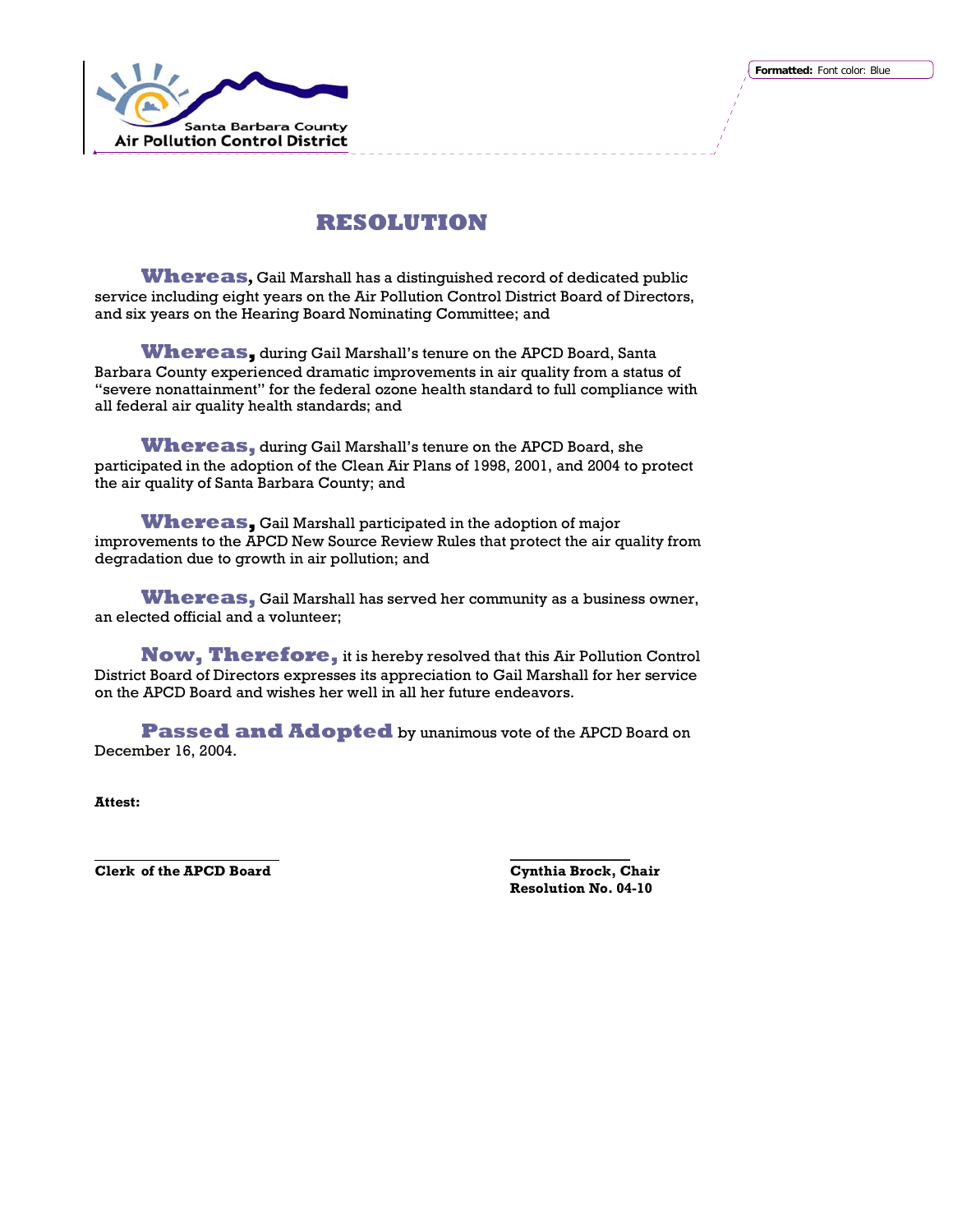Santa Barbara County
Air Pollution Control District

# RESOLUTION

**Whereas,** Gail Marshall has a distinguished record of dedicated public service including eight years on the Air Pollution Control District Board of Directors, and six years on the Hearing Board Nominating Committee; and

**Whereas,** during Gail Marshall's tenure on the APCD Board, Santa Barbara County experienced dramatic improvements in air quality from a status of "severe nonattainment" for the federal ozone health standard to full compliance with all federal air quality health standards; and

**Whereas,** during Gail Marshall's tenure on the APCD Board, she participated in the adoption of the Clean Air Plans of 1998, 2001, and 2004 to protect the air quality of Santa Barbara County; and

**Whereas,** Gail Marshall participated in the adoption of major improvements to the APCD New Source Review Rules that protect the air quality from degradation due to growth in air pollution; and

**Whereas,** Gail Marshall has served her community as a business owner, an elected official and a volunteer;

**Now, Therefore,** it is hereby resolved that this Air Pollution Control District Board of Directors expresses its appreciation to Gail Marshall for her service on the APCD Board and wishes her well in all her future endeavors.

**Passed and Adopted** by unanimous vote of the APCD Board on December 16, 2004.

**Attest:**

**Clerk of the APCD Board**

**Cynthia Brock, Chair**
**Resolution No. 04-10**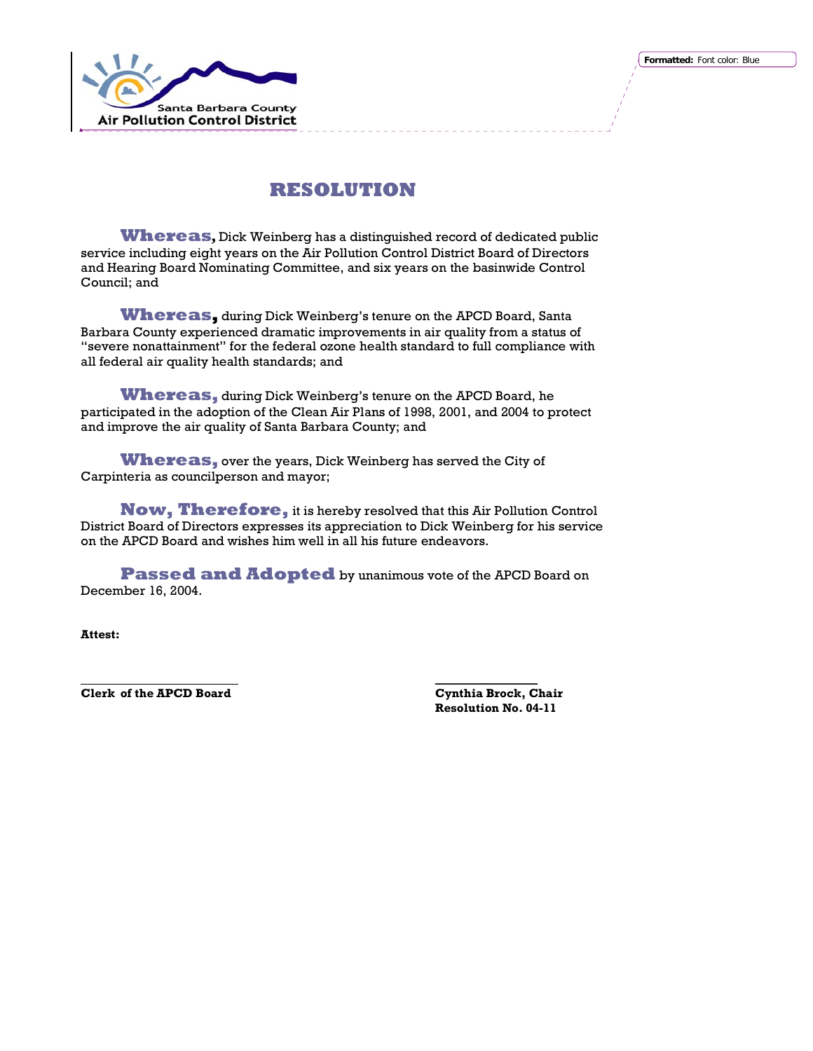Santa Barbara County
Air Pollution Control District

# RESOLUTION

**Whereas,** Dick Weinberg has a distinguished record of dedicated public service including eight years on the Air Pollution Control District Board of Directors and Hearing Board Nominating Committee, and six years on the basinwide Control Council; and

**Whereas,** during Dick Weinberg's tenure on the APCD Board, Santa Barbara County experienced dramatic improvements in air quality from a status of "severe nonattainment" for the federal ozone health standard to full compliance with all federal air quality health standards; and

**Whereas,** during Dick Weinberg's tenure on the APCD Board, he participated in the adoption of the Clean Air Plans of 1998, 2001, and 2004 to protect and improve the air quality of Santa Barbara County; and

**Whereas,** over the years, Dick Weinberg has served the City of Carpinteria as councilperson and mayor;

**Now, Therefore,** it is hereby resolved that this Air Pollution Control District Board of Directors expresses its appreciation to Dick Weinberg for his service on the APCD Board and wishes him well in all his future endeavors.

**Passed and Adopted** by unanimous vote of the APCD Board on December 16, 2004.

**Attest:**

\_\_\_\_\_\_\_\_\_\_\_\_\_\_\_\_\_\_\_\_\_\_\_\_\_\_\_\_
**Clerk of the APCD Board**

\_\_\_\_\_\_\_\_\_\_\_\_\_\_\_\_\_\_\_\_
**Cynthia Brock, Chair**
**Resolution No. 04-11**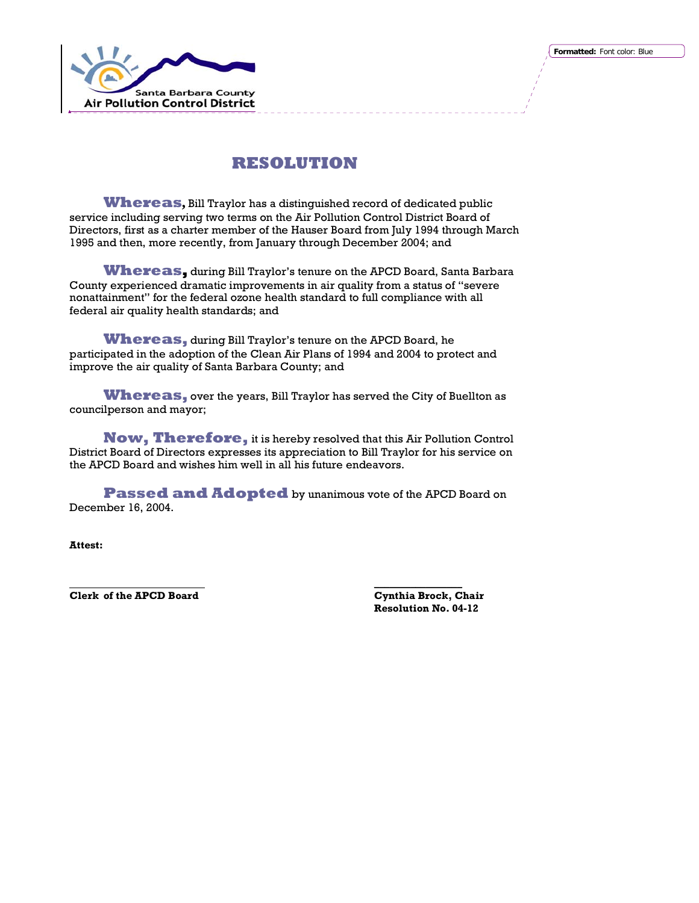Santa Barbara County
Air Pollution Control District

# RESOLUTION

**Whereas,** Bill Traylor has a distinguished record of dedicated public service including serving two terms on the Air Pollution Control District Board of Directors, first as a charter member of the Hauser Board from July 1994 through March 1995 and then, more recently, from January through December 2004; and

**Whereas,** during Bill Traylor's tenure on the APCD Board, Santa Barbara County experienced dramatic improvements in air quality from a status of "severe nonattainment" for the federal ozone health standard to full compliance with all federal air quality health standards; and

**Whereas,** during Bill Traylor's tenure on the APCD Board, he participated in the adoption of the Clean Air Plans of 1994 and 2004 to protect and improve the air quality of Santa Barbara County; and

**Whereas,** over the years, Bill Traylor has served the City of Buellton as councilperson and mayor;

**Now, Therefore,** it is hereby resolved that this Air Pollution Control District Board of Directors expresses its appreciation to Bill Traylor for his service on the APCD Board and wishes him well in all his future endeavors.

**Passed and Adopted** by unanimous vote of the APCD Board on December 16, 2004.

**Attest:**

\_\_\_\_\_\_\_\_\_\_\_\_\_\_\_\_\_\_\_\_\_\_\_\_\_\_\_\_
**Clerk of the APCD Board**

\_\_\_\_\_\_\_\_\_\_\_\_\_\_\_\_\_\_
**Cynthia Brock, Chair**
**Resolution No. 04-12**